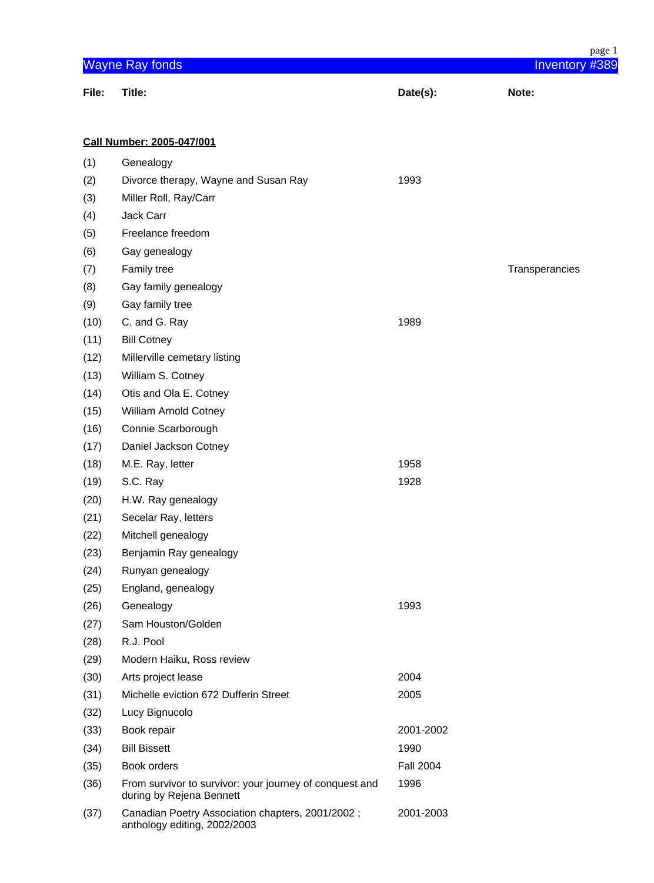# Wayne Ray fonds

Inventory #389

| File: | Title: | Date(s): | Note: |
|---|---|---|---|

**Call Number: 2005-047/001**

| File | Title | Date(s) | Note |
|---|---|---|---|
| (1) | Genealogy | | |
| (2) | Divorce therapy, Wayne and Susan Ray | 1993 | |
| (3) | Miller Roll, Ray/Carr | | |
| (4) | Jack Carr | | |
| (5) | Freelance freedom | | |
| (6) | Gay genealogy | | |
| (7) | Family tree | | Transperancies |
| (8) | Gay family genealogy | | |
| (9) | Gay family tree | | |
| (10) | C. and G. Ray | 1989 | |
| (11) | Bill Cotney | | |
| (12) | Millerville cemetary listing | | |
| (13) | William S. Cotney | | |
| (14) | Otis and Ola E. Cotney | | |
| (15) | William Arnold Cotney | | |
| (16) | Connie Scarborough | | |
| (17) | Daniel Jackson Cotney | | |
| (18) | M.E. Ray, letter | 1958 | |
| (19) | S.C. Ray | 1928 | |
| (20) | H.W. Ray genealogy | | |
| (21) | Secelar Ray, letters | | |
| (22) | Mitchell genealogy | | |
| (23) | Benjamin Ray genealogy | | |
| (24) | Runyan genealogy | | |
| (25) | England, genealogy | | |
| (26) | Genealogy | 1993 | |
| (27) | Sam Houston/Golden | | |
| (28) | R.J. Pool | | |
| (29) | Modern Haiku, Ross review | | |
| (30) | Arts project lease | 2004 | |
| (31) | Michelle eviction 672 Dufferin Street | 2005 | |
| (32) | Lucy Bignucolo | | |
| (33) | Book repair | 2001-2002 | |
| (34) | Bill Bissett | 1990 | |
| (35) | Book orders | Fall 2004 | |
| (36) | From survivor to survivor: your journey of conquest and during by Rejena Bennett | 1996 | |
| (37) | Canadian Poetry Association chapters, 2001/2002 ; anthology editing, 2002/2003 | 2001-2003 | |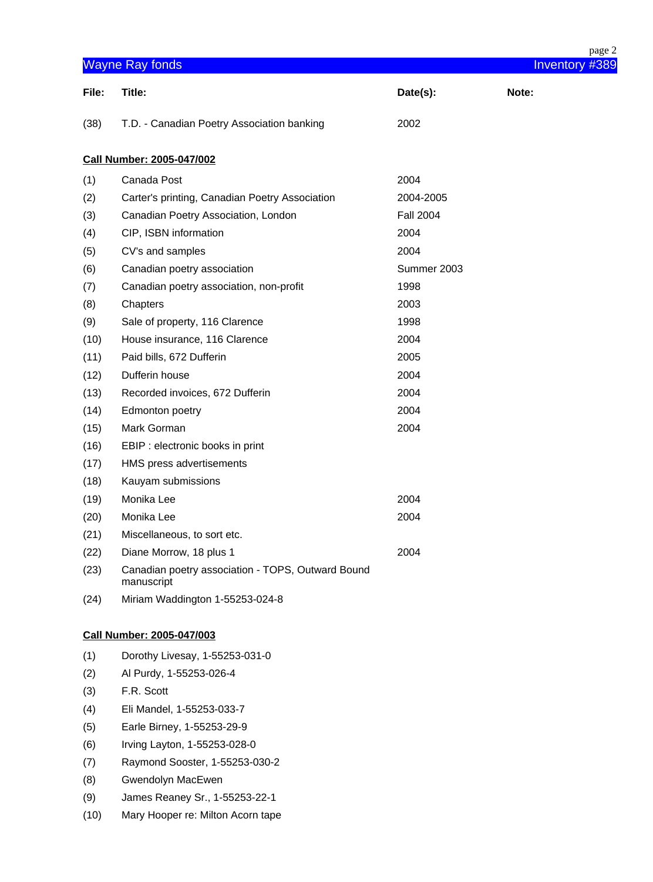| File: | Title: | Date(s): | Note: |
|---|---|---|---|
| (38) | T.D. - Canadian Poetry Association banking | 2002 | |

**Call Number: 2005-047/002**

| File: | Title: | Date(s): | Note: |
|---|---|---|---|
| (1) | Canada Post | 2004 | |
| (2) | Carter's printing, Canadian Poetry Association | 2004-2005 | |
| (3) | Canadian Poetry Association, London | Fall 2004 | |
| (4) | CIP, ISBN information | 2004 | |
| (5) | CV's and samples | 2004 | |
| (6) | Canadian poetry association | Summer 2003 | |
| (7) | Canadian poetry association, non-profit | 1998 | |
| (8) | Chapters | 2003 | |
| (9) | Sale of property, 116 Clarence | 1998 | |
| (10) | House insurance, 116 Clarence | 2004 | |
| (11) | Paid bills, 672 Dufferin | 2005 | |
| (12) | Dufferin house | 2004 | |
| (13) | Recorded invoices, 672 Dufferin | 2004 | |
| (14) | Edmonton poetry | 2004 | |
| (15) | Mark Gorman | 2004 | |
| (16) | EBIP : electronic books in print | | |
| (17) | HMS press advertisements | | |
| (18) | Kauyam submissions | | |
| (19) | Monika Lee | 2004 | |
| (20) | Monika Lee | 2004 | |
| (21) | Miscellaneous, to sort etc. | | |
| (22) | Diane Morrow, 18 plus 1 | 2004 | |
| (23) | Canadian poetry association - TOPS, Outward Bound manuscript | | |
| (24) | Miriam Waddington 1-55253-024-8 | | |

**Call Number: 2005-047/003**

| File: | Title: | Date(s): | Note: |
|---|---|---|---|
| (1) | Dorothy Livesay, 1-55253-031-0 | | |
| (2) | Al Purdy, 1-55253-026-4 | | |
| (3) | F.R. Scott | | |
| (4) | Eli Mandel, 1-55253-033-7 | | |
| (5) | Earle Birney, 1-55253-29-9 | | |
| (6) | Irving Layton, 1-55253-028-0 | | |
| (7) | Raymond Sooster, 1-55253-030-2 | | |
| (8) | Gwendolyn MacEwen | | |
| (9) | James Reaney Sr., 1-55253-22-1 | | |
| (10) | Mary Hooper re: Milton Acorn tape | | |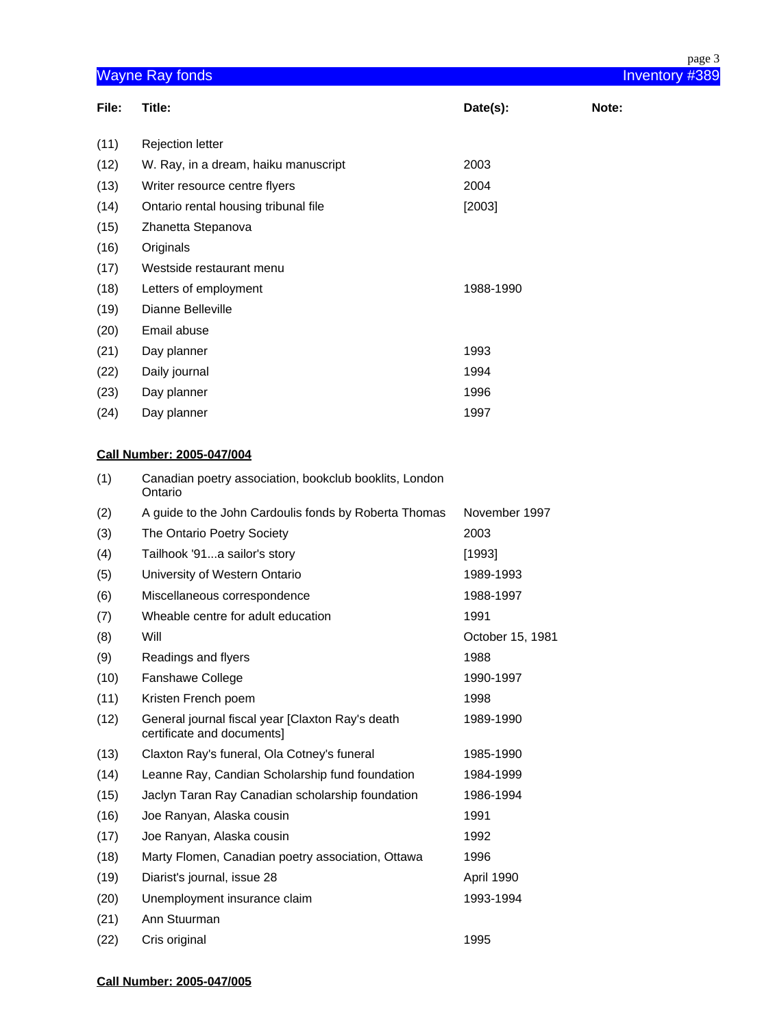| File: | Title: | Date(s): | Note: |
|---|---|---|---|
| (11) | Rejection letter | | |
| (12) | W. Ray, in a dream, haiku manuscript | 2003 | |
| (13) | Writer resource centre flyers | 2004 | |
| (14) | Ontario rental housing tribunal file | [2003] | |
| (15) | Zhanetta Stepanova | | |
| (16) | Originals | | |
| (17) | Westside restaurant menu | | |
| (18) | Letters of employment | 1988-1990 | |
| (19) | Dianne Belleville | | |
| (20) | Email abuse | | |
| (21) | Day planner | 1993 | |
| (22) | Daily journal | 1994 | |
| (23) | Day planner | 1996 | |
| (24) | Day planner | 1997 | |

**Call Number: 2005-047/004**

| File: | Title: | Date(s): | Note: |
|---|---|---|---|
| (1) | Canadian poetry association, bookclub booklits, London Ontario | | |
| (2) | A guide to the John Cardoulis fonds by Roberta Thomas | November 1997 | |
| (3) | The Ontario Poetry Society | 2003 | |
| (4) | Tailhook '91...a sailor's story | [1993] | |
| (5) | University of Western Ontario | 1989-1993 | |
| (6) | Miscellaneous correspondence | 1988-1997 | |
| (7) | Wheable centre for adult education | 1991 | |
| (8) | Will | October 15, 1981 | |
| (9) | Readings and flyers | 1988 | |
| (10) | Fanshawe College | 1990-1997 | |
| (11) | Kristen French poem | 1998 | |
| (12) | General journal fiscal year [Claxton Ray's death certificate and documents] | 1989-1990 | |
| (13) | Claxton Ray's funeral, Ola Cotney's funeral | 1985-1990 | |
| (14) | Leanne Ray, Candian Scholarship fund foundation | 1984-1999 | |
| (15) | Jaclyn Taran Ray Canadian scholarship foundation | 1986-1994 | |
| (16) | Joe Ranyan, Alaska cousin | 1991 | |
| (17) | Joe Ranyan, Alaska cousin | 1992 | |
| (18) | Marty Flomen, Canadian poetry association, Ottawa | 1996 | |
| (19) | Diarist's journal, issue 28 | April 1990 | |
| (20) | Unemployment insurance claim | 1993-1994 | |
| (21) | Ann Stuurman | | |
| (22) | Cris original | 1995 | |

**Call Number: 2005-047/005**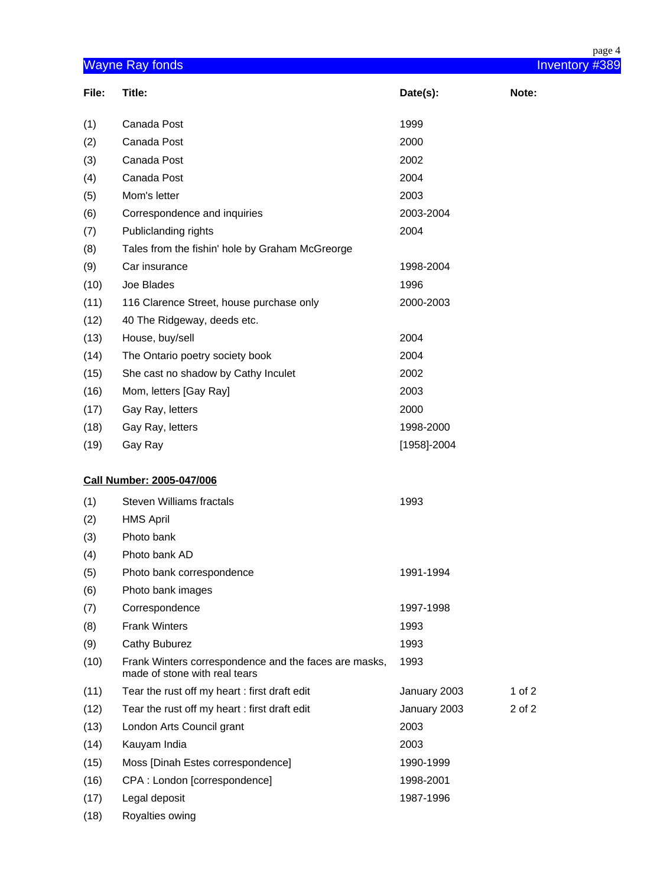| File: | Title: | Date(s): | Note: |
|---|---|---|---|
| (1) | Canada Post | 1999 | |
| (2) | Canada Post | 2000 | |
| (3) | Canada Post | 2002 | |
| (4) | Canada Post | 2004 | |
| (5) | Mom's letter | 2003 | |
| (6) | Correspondence and inquiries | 2003-2004 | |
| (7) | Publiclanding rights | 2004 | |
| (8) | Tales from the fishin' hole by Graham McGreorge | | |
| (9) | Car insurance | 1998-2004 | |
| (10) | Joe Blades | 1996 | |
| (11) | 116 Clarence Street, house purchase only | 2000-2003 | |
| (12) | 40 The Ridgeway, deeds etc. | | |
| (13) | House, buy/sell | 2004 | |
| (14) | The Ontario poetry society book | 2004 | |
| (15) | She cast no shadow by Cathy Inculet | 2002 | |
| (16) | Mom, letters [Gay Ray] | 2003 | |
| (17) | Gay Ray, letters | 2000 | |
| (18) | Gay Ray, letters | 1998-2000 | |
| (19) | Gay Ray | [1958]-2004 | |

**Call Number: 2005-047/006**

| File: | Title: | Date(s): | Note: |
|---|---|---|---|
| (1) | Steven Williams fractals | 1993 | |
| (2) | HMS April | | |
| (3) | Photo bank | | |
| (4) | Photo bank AD | | |
| (5) | Photo bank correspondence | 1991-1994 | |
| (6) | Photo bank images | | |
| (7) | Correspondence | 1997-1998 | |
| (8) | Frank Winters | 1993 | |
| (9) | Cathy Buburez | 1993 | |
| (10) | Frank Winters correspondence and the faces are masks, made of stone with real tears | 1993 | |
| (11) | Tear the rust off my heart : first draft edit | January 2003 | 1 of 2 |
| (12) | Tear the rust off my heart : first draft edit | January 2003 | 2 of 2 |
| (13) | London Arts Council grant | 2003 | |
| (14) | Kauyam India | 2003 | |
| (15) | Moss [Dinah Estes correspondence] | 1990-1999 | |
| (16) | CPA : London [correspondence] | 1998-2001 | |
| (17) | Legal deposit | 1987-1996 | |
| (18) | Royalties owing | | |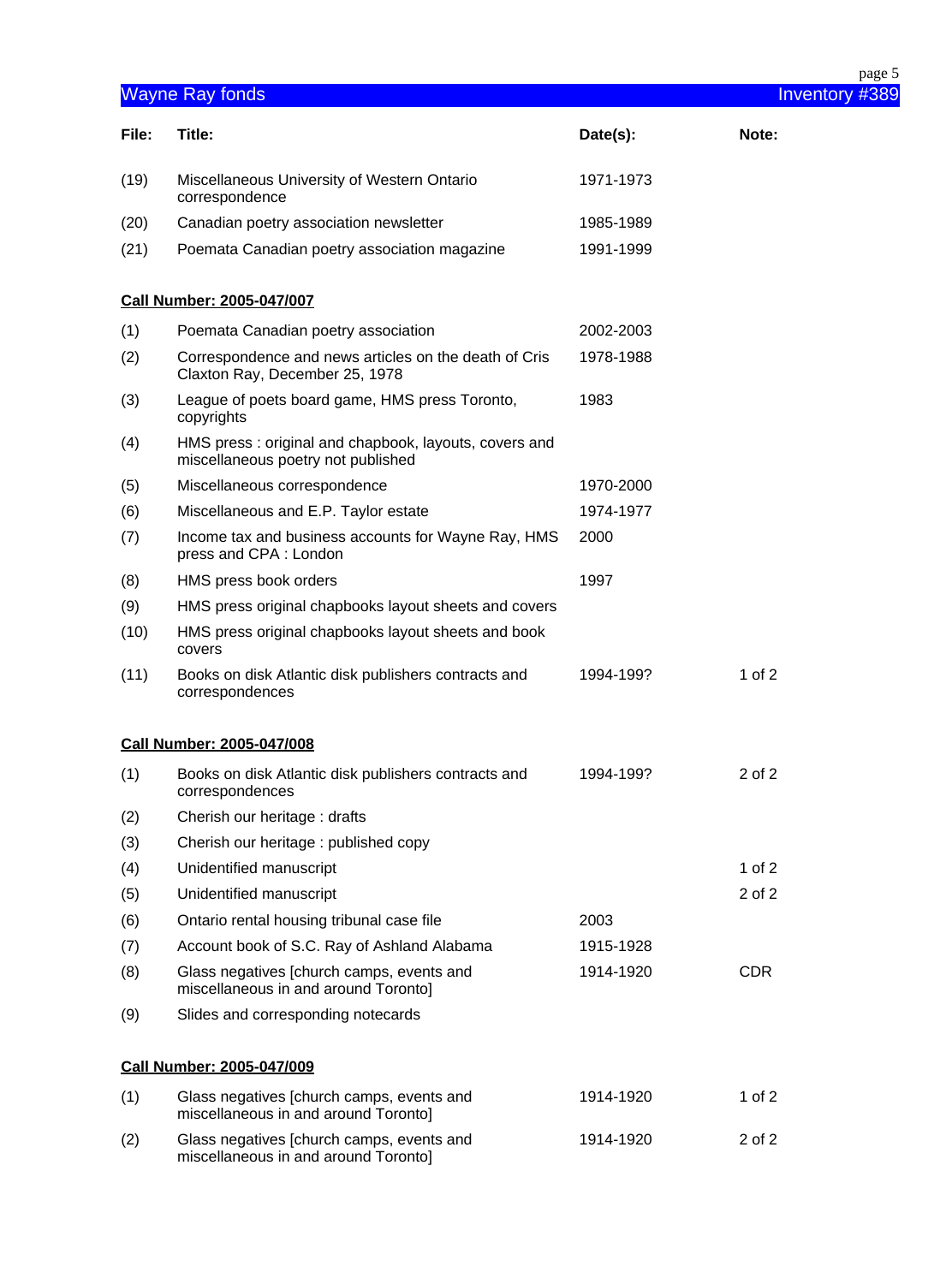| File: | Title: | Date(s): | Note: |
|---|---|---|---|
| (19) | Miscellaneous University of Western Ontario correspondence | 1971-1973 | |
| (20) | Canadian poetry association newsletter | 1985-1989 | |
| (21) | Poemata Canadian poetry association magazine | 1991-1999 | |

**Call Number: 2005-047/007**

| File: | Title: | Date(s): | Note: |
|---|---|---|---|
| (1) | Poemata Canadian poetry association | 2002-2003 | |
| (2) | Correspondence and news articles on the death of Cris Claxton Ray, December 25, 1978 | 1978-1988 | |
| (3) | League of poets board game, HMS press Toronto, copyrights | 1983 | |
| (4) | HMS press : original and chapbook, layouts, covers and miscellaneous poetry not published | | |
| (5) | Miscellaneous correspondence | 1970-2000 | |
| (6) | Miscellaneous and E.P. Taylor estate | 1974-1977 | |
| (7) | Income tax and business accounts for Wayne Ray, HMS press and CPA : London | 2000 | |
| (8) | HMS press book orders | 1997 | |
| (9) | HMS press original chapbooks layout sheets and covers | | |
| (10) | HMS press original chapbooks layout sheets and book covers | | |
| (11) | Books on disk Atlantic disk publishers contracts and correspondences | 1994-199? | 1 of 2 |

**Call Number: 2005-047/008**

| File: | Title: | Date(s): | Note: |
|---|---|---|---|
| (1) | Books on disk Atlantic disk publishers contracts and correspondences | 1994-199? | 2 of 2 |
| (2) | Cherish our heritage : drafts | | |
| (3) | Cherish our heritage : published copy | | |
| (4) | Unidentified manuscript | | 1 of 2 |
| (5) | Unidentified manuscript | | 2 of 2 |
| (6) | Ontario rental housing tribunal case file | 2003 | |
| (7) | Account book of S.C. Ray of Ashland Alabama | 1915-1928 | |
| (8) | Glass negatives [church camps, events and miscellaneous in and around Toronto] | 1914-1920 | CDR |
| (9) | Slides and corresponding notecards | | |

**Call Number: 2005-047/009**

| File: | Title: | Date(s): | Note: |
|---|---|---|---|
| (1) | Glass negatives [church camps, events and miscellaneous in and around Toronto] | 1914-1920 | 1 of 2 |
| (2) | Glass negatives [church camps, events and miscellaneous in and around Toronto] | 1914-1920 | 2 of 2 |